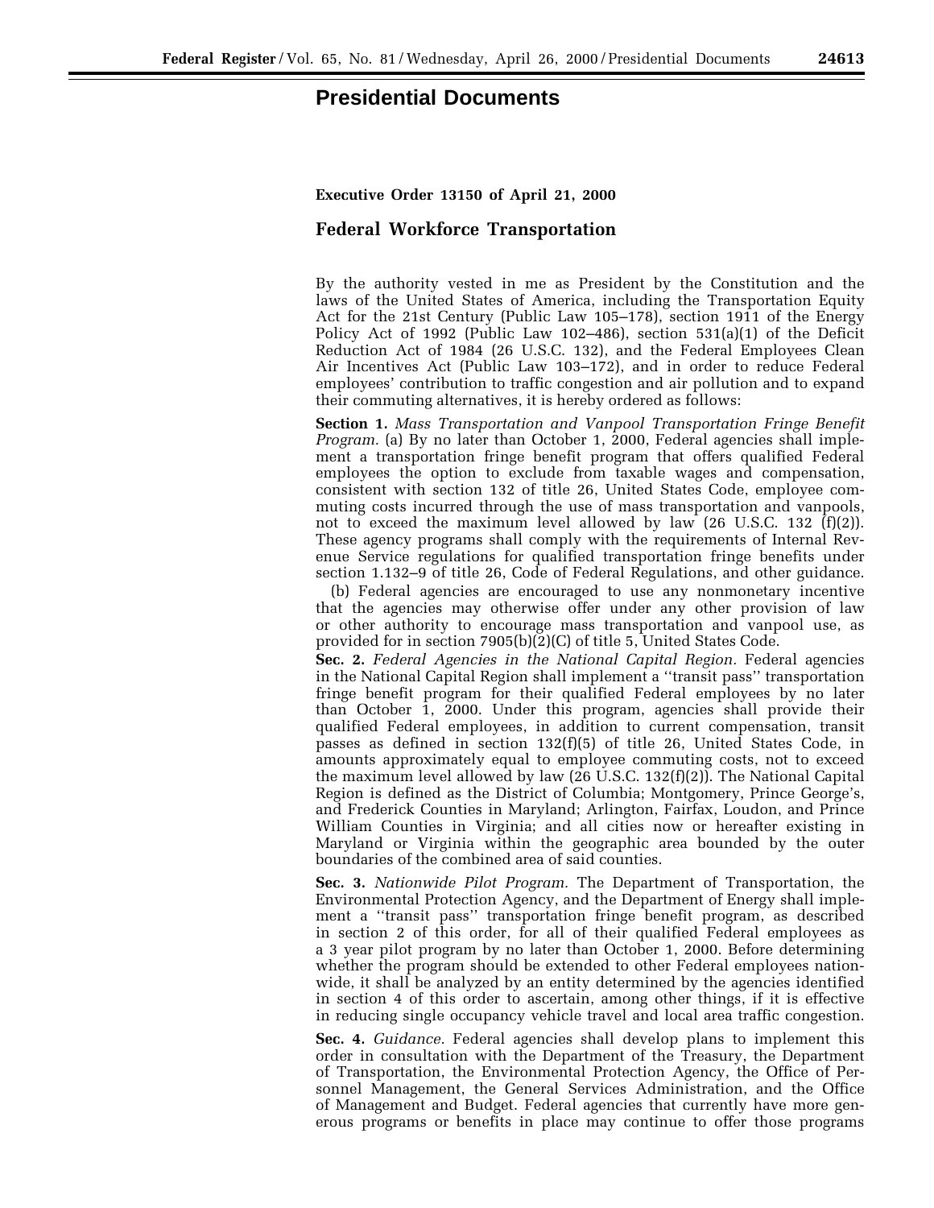# Presidential Documents

**Executive Order 13150 of April 21, 2000**

## Federal Workforce Transportation

By the authority vested in me as President by the Constitution and the laws of the United States of America, including the Transportation Equity Act for the 21st Century (Public Law 105–178), section 1911 of the Energy Policy Act of 1992 (Public Law 102–486), section 531(a)(1) of the Deficit Reduction Act of 1984 (26 U.S.C. 132), and the Federal Employees Clean Air Incentives Act (Public Law 103–172), and in order to reduce Federal employees' contribution to traffic congestion and air pollution and to expand their commuting alternatives, it is hereby ordered as follows:

**Section 1.** *Mass Transportation and Vanpool Transportation Fringe Benefit Program.* (a) By no later than October 1, 2000, Federal agencies shall implement a transportation fringe benefit program that offers qualified Federal employees the option to exclude from taxable wages and compensation, consistent with section 132 of title 26, United States Code, employee commuting costs incurred through the use of mass transportation and vanpools, not to exceed the maximum level allowed by law (26 U.S.C. 132 (f)(2)). These agency programs shall comply with the requirements of Internal Revenue Service regulations for qualified transportation fringe benefits under section 1.132–9 of title 26, Code of Federal Regulations, and other guidance.

(b) Federal agencies are encouraged to use any nonmonetary incentive that the agencies may otherwise offer under any other provision of law or other authority to encourage mass transportation and vanpool use, as provided for in section 7905(b)(2)(C) of title 5, United States Code.

**Sec. 2.** *Federal Agencies in the National Capital Region.* Federal agencies in the National Capital Region shall implement a ''transit pass'' transportation fringe benefit program for their qualified Federal employees by no later than October 1, 2000. Under this program, agencies shall provide their qualified Federal employees, in addition to current compensation, transit passes as defined in section 132(f)(5) of title 26, United States Code, in amounts approximately equal to employee commuting costs, not to exceed the maximum level allowed by law (26 U.S.C. 132(f)(2)). The National Capital Region is defined as the District of Columbia; Montgomery, Prince George's, and Frederick Counties in Maryland; Arlington, Fairfax, Loudon, and Prince William Counties in Virginia; and all cities now or hereafter existing in Maryland or Virginia within the geographic area bounded by the outer boundaries of the combined area of said counties.

**Sec. 3.** *Nationwide Pilot Program.* The Department of Transportation, the Environmental Protection Agency, and the Department of Energy shall implement a ''transit pass'' transportation fringe benefit program, as described in section 2 of this order, for all of their qualified Federal employees as a 3 year pilot program by no later than October 1, 2000. Before determining whether the program should be extended to other Federal employees nationwide, it shall be analyzed by an entity determined by the agencies identified in section 4 of this order to ascertain, among other things, if it is effective in reducing single occupancy vehicle travel and local area traffic congestion.

**Sec. 4.** *Guidance.* Federal agencies shall develop plans to implement this order in consultation with the Department of the Treasury, the Department of Transportation, the Environmental Protection Agency, the Office of Personnel Management, the General Services Administration, and the Office of Management and Budget. Federal agencies that currently have more generous programs or benefits in place may continue to offer those programs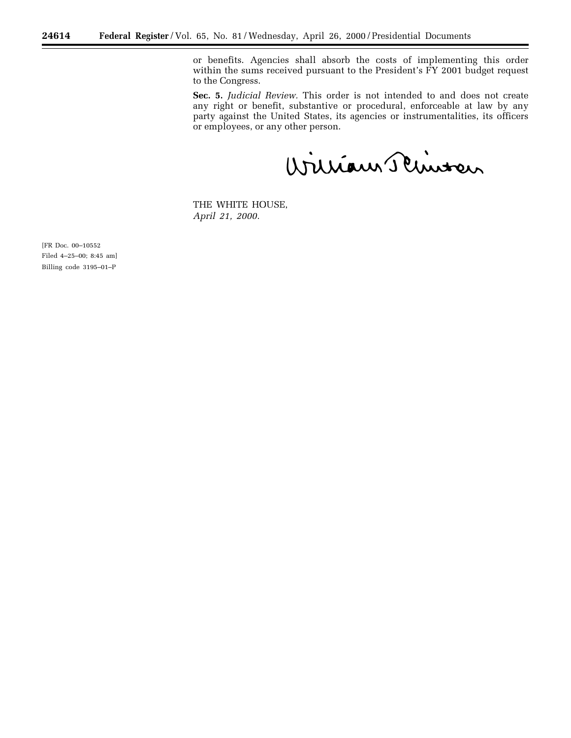or benefits. Agencies shall absorb the costs of implementing this order within the sums received pursuant to the President's FY 2001 budget request to the Congress.

**Sec. 5.** *Judicial Review.* This order is not intended to and does not create any right or benefit, substantive or procedural, enforceable at law by any party against the United States, its agencies or instrumentalities, its officers or employees, or any other person.

William J. Clinton

THE WHITE HOUSE,
*April 21, 2000.*

[FR Doc. 00–10552
Filed 4–25–00; 8:45 am]
Billing code 3195–01–P